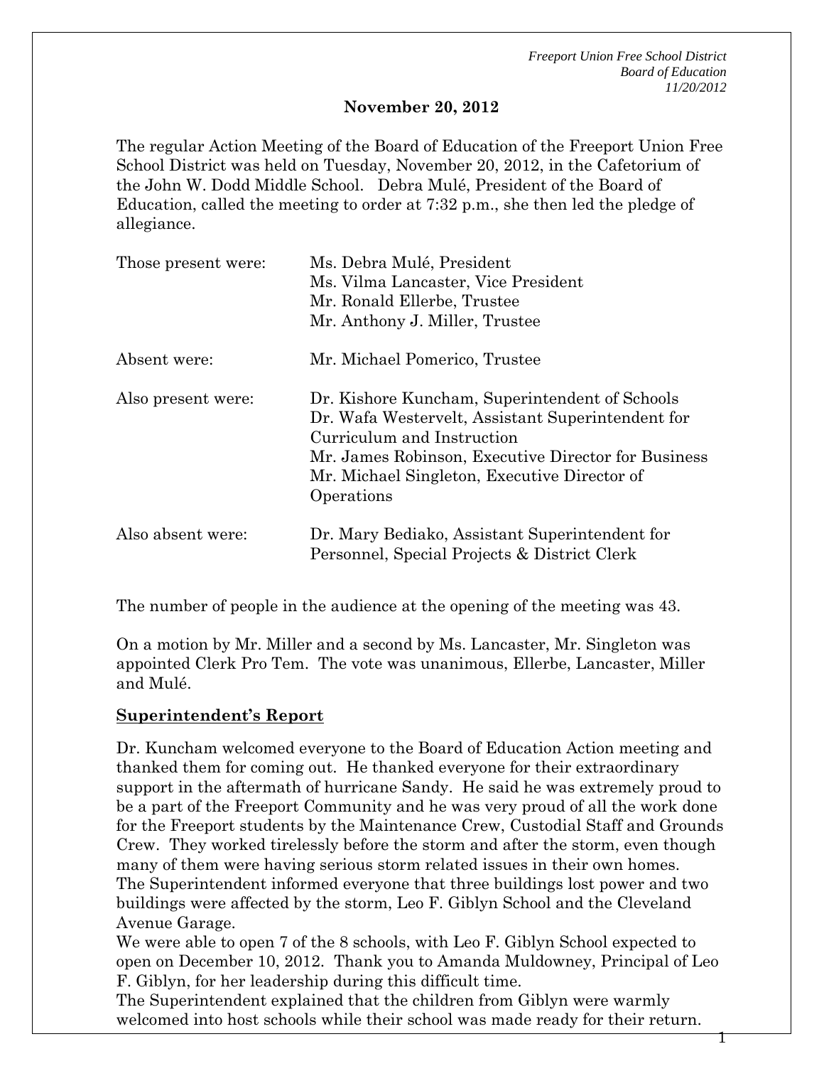**November 20, 2012**

The regular Action Meeting of the Board of Education of the Freeport Union Free School District was held on Tuesday, November 20, 2012, in the Cafetorium of the John W. Dodd Middle School. Debra Mulé, President of the Board of Education, called the meeting to order at 7:32 p.m., she then led the pledge of allegiance.

| | |
|---|---|
| Those present were: | Ms. Debra Mulé, President<br>Ms. Vilma Lancaster, Vice President<br>Mr. Ronald Ellerbe, Trustee<br>Mr. Anthony J. Miller, Trustee |
| Absent were: | Mr. Michael Pomerico, Trustee |
| Also present were: | Dr. Kishore Kuncham, Superintendent of Schools<br>Dr. Wafa Westervelt, Assistant Superintendent for Curriculum and Instruction<br>Mr. James Robinson, Executive Director for Business<br>Mr. Michael Singleton, Executive Director of Operations |
| Also absent were: | Dr. Mary Bediako, Assistant Superintendent for Personnel, Special Projects & District Clerk |

The number of people in the audience at the opening of the meeting was 43.

On a motion by Mr. Miller and a second by Ms. Lancaster, Mr. Singleton was appointed Clerk Pro Tem. The vote was unanimous, Ellerbe, Lancaster, Miller and Mulé.

## Superintendent's Report

Dr. Kuncham welcomed everyone to the Board of Education Action meeting and thanked them for coming out. He thanked everyone for their extraordinary support in the aftermath of hurricane Sandy. He said he was extremely proud to be a part of the Freeport Community and he was very proud of all the work done for the Freeport students by the Maintenance Crew, Custodial Staff and Grounds Crew. They worked tirelessly before the storm and after the storm, even though many of them were having serious storm related issues in their own homes.
The Superintendent informed everyone that three buildings lost power and two buildings were affected by the storm, Leo F. Giblyn School and the Cleveland Avenue Garage.
We were able to open 7 of the 8 schools, with Leo F. Giblyn School expected to open on December 10, 2012. Thank you to Amanda Muldowney, Principal of Leo F. Giblyn, for her leadership during this difficult time.
The Superintendent explained that the children from Giblyn were warmly welcomed into host schools while their school was made ready for their return.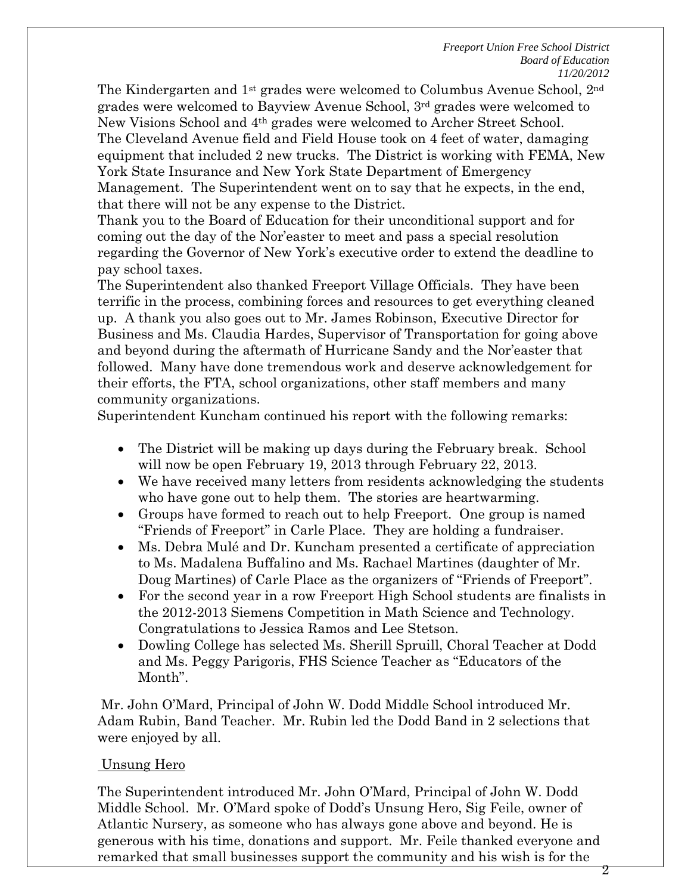The Kindergarten and 1st grades were welcomed to Columbus Avenue School, 2nd grades were welcomed to Bayview Avenue School, 3rd grades were welcomed to New Visions School and 4th grades were welcomed to Archer Street School. The Cleveland Avenue field and Field House took on 4 feet of water, damaging equipment that included 2 new trucks. The District is working with FEMA, New York State Insurance and New York State Department of Emergency Management. The Superintendent went on to say that he expects, in the end, that there will not be any expense to the District.

Thank you to the Board of Education for their unconditional support and for coming out the day of the Nor'easter to meet and pass a special resolution regarding the Governor of New York's executive order to extend the deadline to pay school taxes.

The Superintendent also thanked Freeport Village Officials. They have been terrific in the process, combining forces and resources to get everything cleaned up. A thank you also goes out to Mr. James Robinson, Executive Director for Business and Ms. Claudia Hardes, Supervisor of Transportation for going above and beyond during the aftermath of Hurricane Sandy and the Nor'easter that followed. Many have done tremendous work and deserve acknowledgement for their efforts, the FTA, school organizations, other staff members and many community organizations.

Superintendent Kuncham continued his report with the following remarks:

- The District will be making up days during the February break. School will now be open February 19, 2013 through February 22, 2013.
- We have received many letters from residents acknowledging the students who have gone out to help them. The stories are heartwarming.
- Groups have formed to reach out to help Freeport. One group is named "Friends of Freeport" in Carle Place. They are holding a fundraiser.
- Ms. Debra Mulé and Dr. Kuncham presented a certificate of appreciation to Ms. Madalena Buffalino and Ms. Rachael Martines (daughter of Mr. Doug Martines) of Carle Place as the organizers of "Friends of Freeport".
- For the second year in a row Freeport High School students are finalists in the 2012-2013 Siemens Competition in Math Science and Technology. Congratulations to Jessica Ramos and Lee Stetson.
- Dowling College has selected Ms. Sherill Spruill, Choral Teacher at Dodd and Ms. Peggy Parigoris, FHS Science Teacher as "Educators of the Month".

Mr. John O'Mard, Principal of John W. Dodd Middle School introduced Mr. Adam Rubin, Band Teacher. Mr. Rubin led the Dodd Band in 2 selections that were enjoyed by all.

Unsung Hero

The Superintendent introduced Mr. John O'Mard, Principal of John W. Dodd Middle School. Mr. O'Mard spoke of Dodd's Unsung Hero, Sig Feile, owner of Atlantic Nursery, as someone who has always gone above and beyond. He is generous with his time, donations and support. Mr. Feile thanked everyone and remarked that small businesses support the community and his wish is for the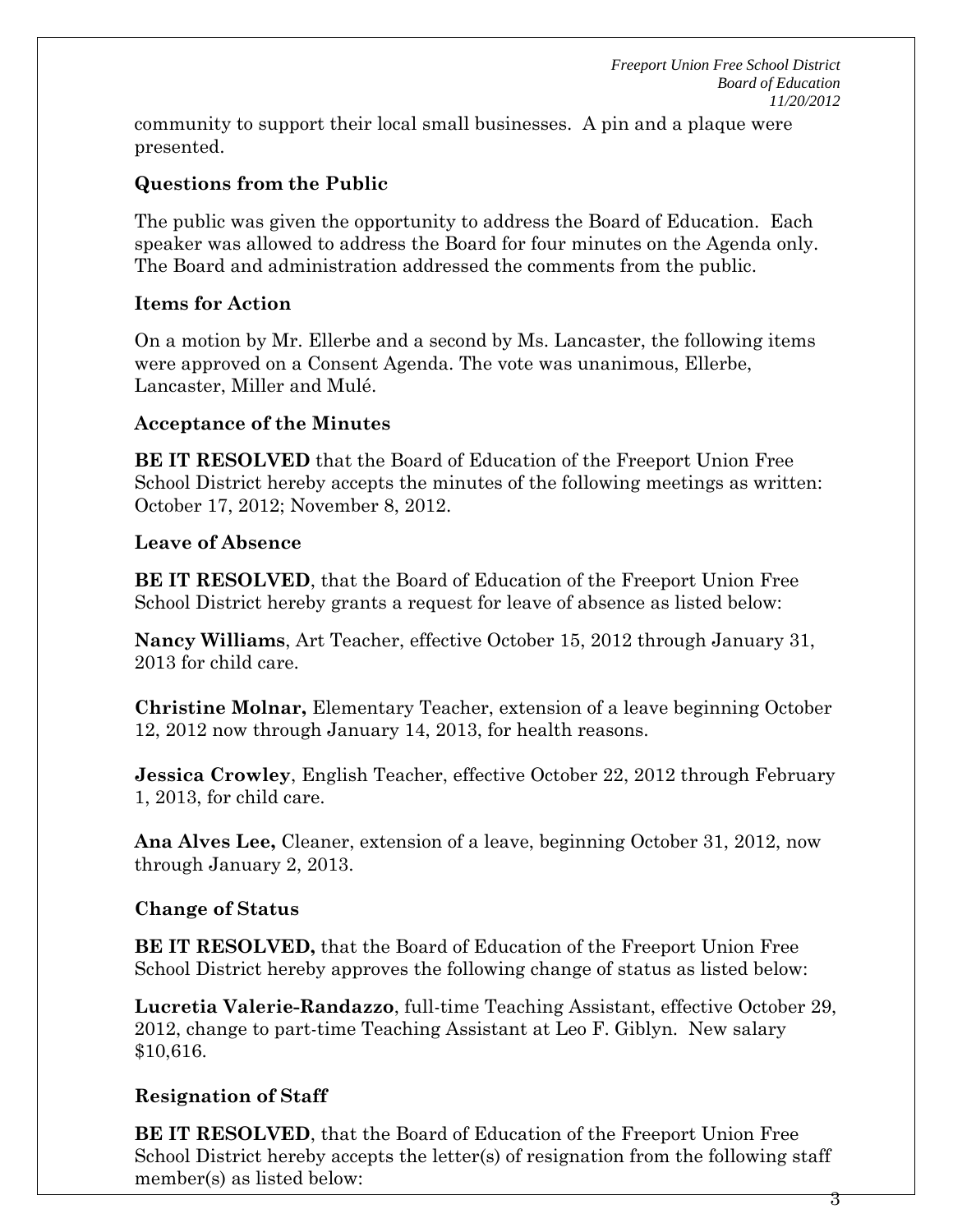community to support their local small businesses. A pin and a plaque were presented.

### Questions from the Public

The public was given the opportunity to address the Board of Education. Each speaker was allowed to address the Board for four minutes on the Agenda only. The Board and administration addressed the comments from the public.

### Items for Action

On a motion by Mr. Ellerbe and a second by Ms. Lancaster, the following items were approved on a Consent Agenda. The vote was unanimous, Ellerbe, Lancaster, Miller and Mulé.

### Acceptance of the Minutes

**BE IT RESOLVED** that the Board of Education of the Freeport Union Free School District hereby accepts the minutes of the following meetings as written: October 17, 2012; November 8, 2012.

### Leave of Absence

**BE IT RESOLVED**, that the Board of Education of the Freeport Union Free School District hereby grants a request for leave of absence as listed below:

**Nancy Williams**, Art Teacher, effective October 15, 2012 through January 31, 2013 for child care.

**Christine Molnar,** Elementary Teacher, extension of a leave beginning October 12, 2012 now through January 14, 2013, for health reasons.

**Jessica Crowley**, English Teacher, effective October 22, 2012 through February 1, 2013, for child care.

**Ana Alves Lee,** Cleaner, extension of a leave, beginning October 31, 2012, now through January 2, 2013.

### Change of Status

**BE IT RESOLVED,** that the Board of Education of the Freeport Union Free School District hereby approves the following change of status as listed below:

**Lucretia Valerie-Randazzo**, full-time Teaching Assistant, effective October 29, 2012, change to part-time Teaching Assistant at Leo F. Giblyn. New salary $10,616.

### Resignation of Staff

**BE IT RESOLVED**, that the Board of Education of the Freeport Union Free School District hereby accepts the letter(s) of resignation from the following staff member(s) as listed below: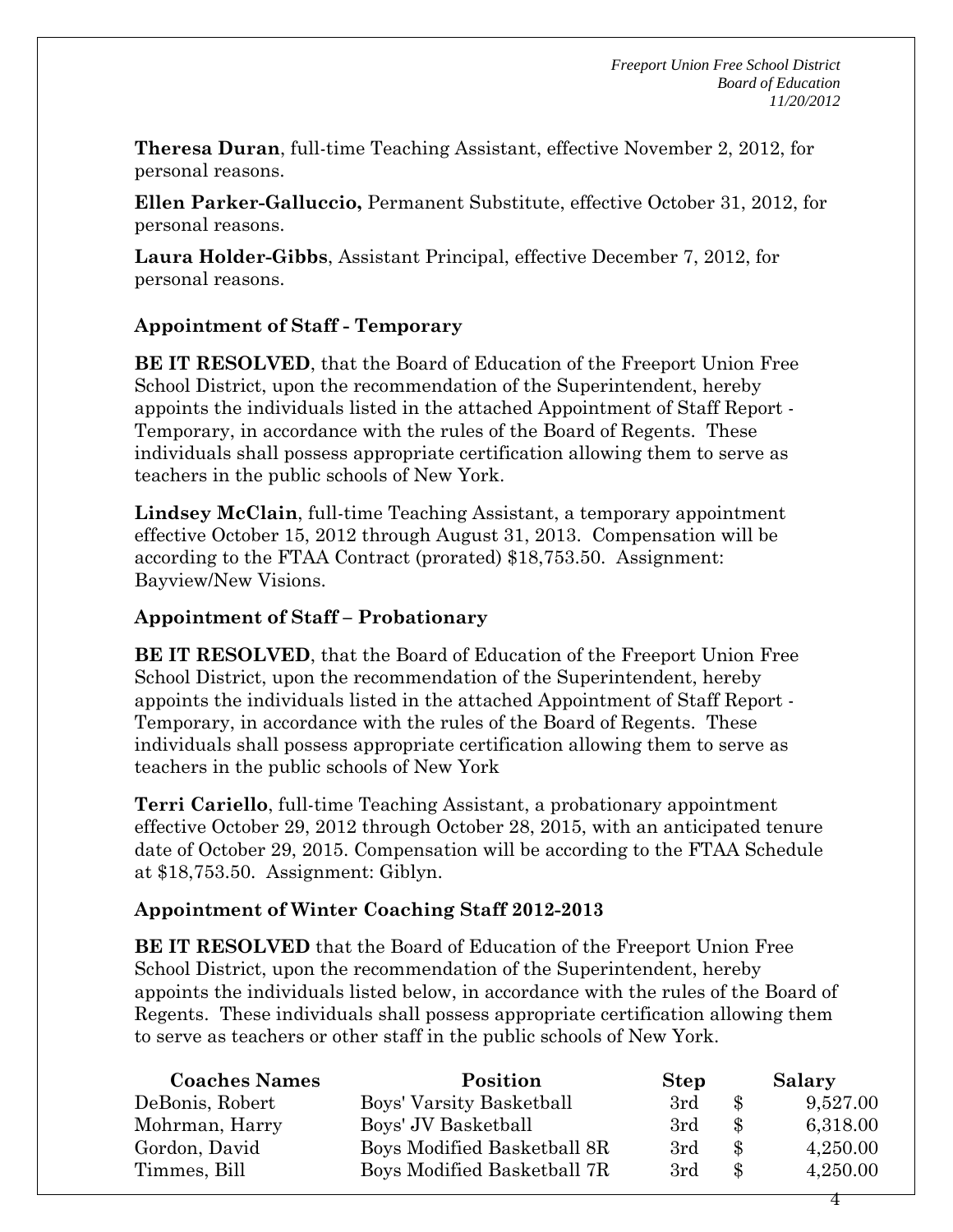**Theresa Duran**, full-time Teaching Assistant, effective November 2, 2012, for personal reasons.

**Ellen Parker-Galluccio,** Permanent Substitute, effective October 31, 2012, for personal reasons.

**Laura Holder-Gibbs**, Assistant Principal, effective December 7, 2012, for personal reasons.

### Appointment of Staff - Temporary

**BE IT RESOLVED**, that the Board of Education of the Freeport Union Free School District, upon the recommendation of the Superintendent, hereby appoints the individuals listed in the attached Appointment of Staff Report - Temporary, in accordance with the rules of the Board of Regents. These individuals shall possess appropriate certification allowing them to serve as teachers in the public schools of New York.

**Lindsey McClain**, full-time Teaching Assistant, a temporary appointment effective October 15, 2012 through August 31, 2013. Compensation will be according to the FTAA Contract (prorated) $18,753.50. Assignment: Bayview/New Visions.

### Appointment of Staff – Probationary

**BE IT RESOLVED**, that the Board of Education of the Freeport Union Free School District, upon the recommendation of the Superintendent, hereby appoints the individuals listed in the attached Appointment of Staff Report - Temporary, in accordance with the rules of the Board of Regents. These individuals shall possess appropriate certification allowing them to serve as teachers in the public schools of New York

**Terri Cariello**, full-time Teaching Assistant, a probationary appointment effective October 29, 2012 through October 28, 2015, with an anticipated tenure date of October 29, 2015. Compensation will be according to the FTAA Schedule at $18,753.50. Assignment: Giblyn.

### Appointment of Winter Coaching Staff 2012-2013

**BE IT RESOLVED** that the Board of Education of the Freeport Union Free School District, upon the recommendation of the Superintendent, hereby appoints the individuals listed below, in accordance with the rules of the Board of Regents. These individuals shall possess appropriate certification allowing them to serve as teachers or other staff in the public schools of New York.

| Coaches Names | Position | Step | Salary |
|---|---|---|---|
| DeBonis, Robert | Boys' Varsity Basketball | 3rd | $ 9,527.00 |
| Mohrman, Harry | Boys' JV Basketball | 3rd | $ 6,318.00 |
| Gordon, David | Boys Modified Basketball 8R | 3rd | $ 4,250.00 |
| Timmes, Bill | Boys Modified Basketball 7R | 3rd | $ 4,250.00 |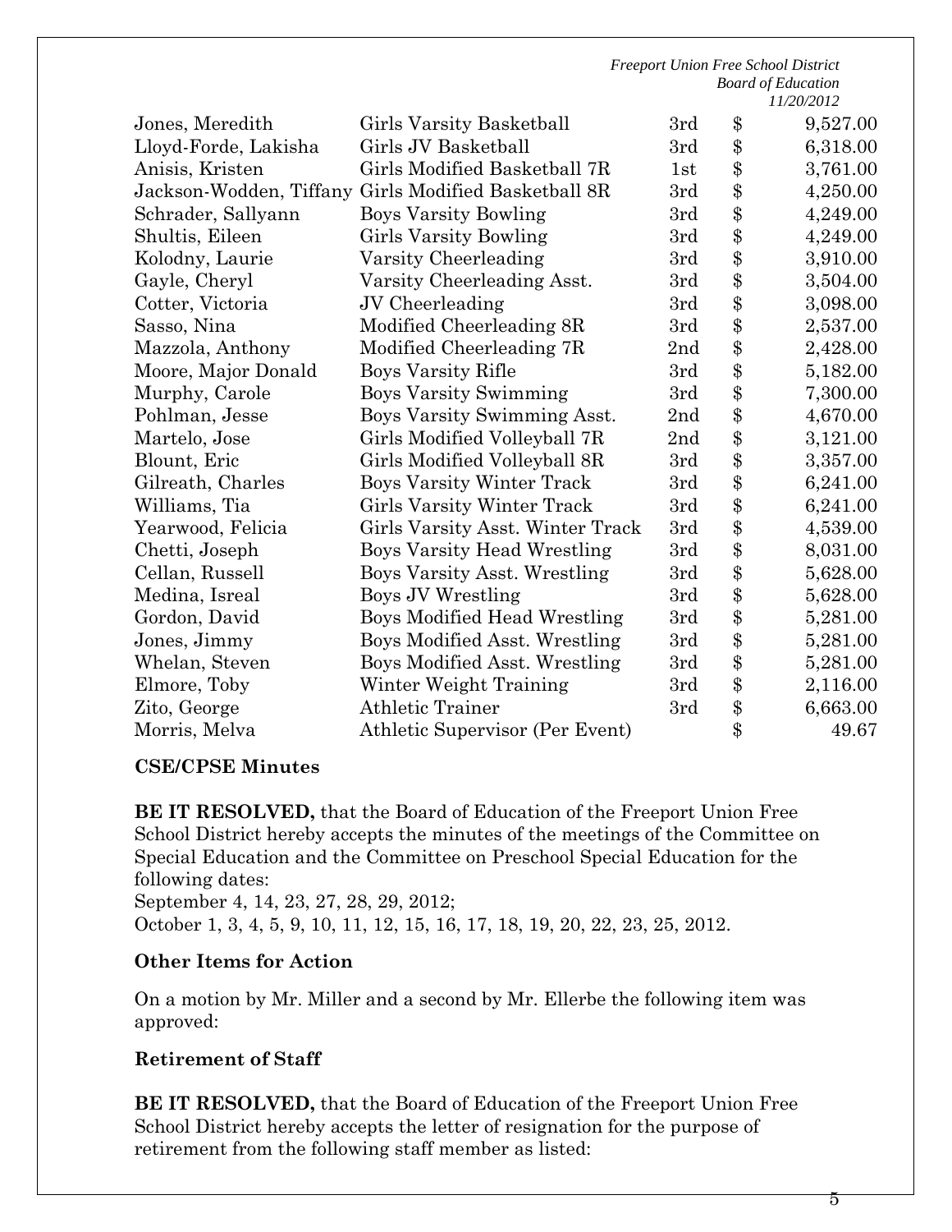| | | | | |
|---|---|---|---|---|
| Jones, Meredith | Girls Varsity Basketball | 3rd | $ | 9,527.00 |
| Lloyd-Forde, Lakisha | Girls JV Basketball | 3rd | $ | 6,318.00 |
| Anisis, Kristen | Girls Modified Basketball 7R | 1st | $ | 3,761.00 |
| Jackson-Wodden, Tiffany | Girls Modified Basketball 8R | 3rd | $ | 4,250.00 |
| Schrader, Sallyann | Boys Varsity Bowling | 3rd | $ | 4,249.00 |
| Shultis, Eileen | Girls Varsity Bowling | 3rd | $ | 4,249.00 |
| Kolodny, Laurie | Varsity Cheerleading | 3rd | $ | 3,910.00 |
| Gayle, Cheryl | Varsity Cheerleading Asst. | 3rd | $ | 3,504.00 |
| Cotter, Victoria | JV Cheerleading | 3rd | $ | 3,098.00 |
| Sasso, Nina | Modified Cheerleading 8R | 3rd | $ | 2,537.00 |
| Mazzola, Anthony | Modified Cheerleading 7R | 2nd | $ | 2,428.00 |
| Moore, Major Donald | Boys Varsity Rifle | 3rd | $ | 5,182.00 |
| Murphy, Carole | Boys Varsity Swimming | 3rd | $ | 7,300.00 |
| Pohlman, Jesse | Boys Varsity Swimming Asst. | 2nd | $ | 4,670.00 |
| Martelo, Jose | Girls Modified Volleyball 7R | 2nd | $ | 3,121.00 |
| Blount, Eric | Girls Modified Volleyball 8R | 3rd | $ | 3,357.00 |
| Gilreath, Charles | Boys Varsity Winter Track | 3rd | $ | 6,241.00 |
| Williams, Tia | Girls Varsity Winter Track | 3rd | $ | 6,241.00 |
| Yearwood, Felicia | Girls Varsity Asst. Winter Track | 3rd | $ | 4,539.00 |
| Chetti, Joseph | Boys Varsity Head Wrestling | 3rd | $ | 8,031.00 |
| Cellan, Russell | Boys Varsity Asst. Wrestling | 3rd | $ | 5,628.00 |
| Medina, Isreal | Boys JV Wrestling | 3rd | $ | 5,628.00 |
| Gordon, David | Boys Modified Head Wrestling | 3rd | $ | 5,281.00 |
| Jones, Jimmy | Boys Modified Asst. Wrestling | 3rd | $ | 5,281.00 |
| Whelan, Steven | Boys Modified Asst. Wrestling | 3rd | $ | 5,281.00 |
| Elmore, Toby | Winter Weight Training | 3rd | $ | 2,116.00 |
| Zito, George | Athletic Trainer | 3rd | $ | 6,663.00 |
| Morris, Melva | Athletic Supervisor (Per Event) | | $ | 49.67 |

**CSE/CPSE Minutes**

**BE IT RESOLVED,** that the Board of Education of the Freeport Union Free School District hereby accepts the minutes of the meetings of the Committee on Special Education and the Committee on Preschool Special Education for the following dates:
September 4, 14, 23, 27, 28, 29, 2012;
October 1, 3, 4, 5, 9, 10, 11, 12, 15, 16, 17, 18, 19, 20, 22, 23, 25, 2012.

**Other Items for Action**

On a motion by Mr. Miller and a second by Mr. Ellerbe the following item was approved:

**Retirement of Staff**

**BE IT RESOLVED,** that the Board of Education of the Freeport Union Free School District hereby accepts the letter of resignation for the purpose of retirement from the following staff member as listed: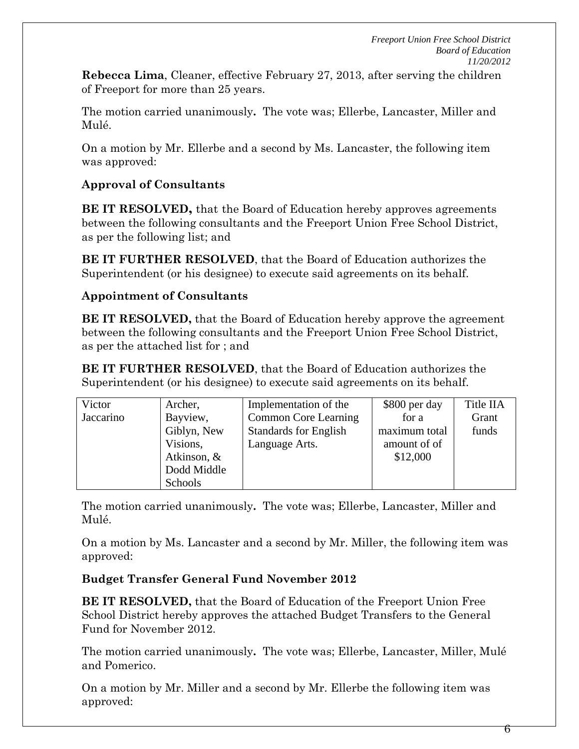**Rebecca Lima**, Cleaner, effective February 27, 2013, after serving the children of Freeport for more than 25 years.

The motion carried unanimously**.** The vote was; Ellerbe, Lancaster, Miller and Mulé.

On a motion by Mr. Ellerbe and a second by Ms. Lancaster, the following item was approved:

**Approval of Consultants**

**BE IT RESOLVED,** that the Board of Education hereby approves agreements between the following consultants and the Freeport Union Free School District, as per the following list; and

**BE IT FURTHER RESOLVED**, that the Board of Education authorizes the Superintendent (or his designee) to execute said agreements on its behalf.

**Appointment of Consultants**

**BE IT RESOLVED,** that the Board of Education hereby approve the agreement between the following consultants and the Freeport Union Free School District, as per the attached list for ; and

**BE IT FURTHER RESOLVED**, that the Board of Education authorizes the Superintendent (or his designee) to execute said agreements on its behalf.

| Victor Jaccarino | Archer, Bayview, Giblyn, New Visions, Atkinson, & Dodd Middle Schools | Implementation of the Common Core Learning Standards for English Language Arts. | $800 per day for a maximum total amount of of $12,000 | Title IIA Grant funds |
|---|---|---|---|---|

The motion carried unanimously**.** The vote was; Ellerbe, Lancaster, Miller and Mulé.

On a motion by Ms. Lancaster and a second by Mr. Miller, the following item was approved:

**Budget Transfer General Fund November 2012**

**BE IT RESOLVED,** that the Board of Education of the Freeport Union Free School District hereby approves the attached Budget Transfers to the General Fund for November 2012.

The motion carried unanimously**.** The vote was; Ellerbe, Lancaster, Miller, Mulé and Pomerico.

On a motion by Mr. Miller and a second by Mr. Ellerbe the following item was approved: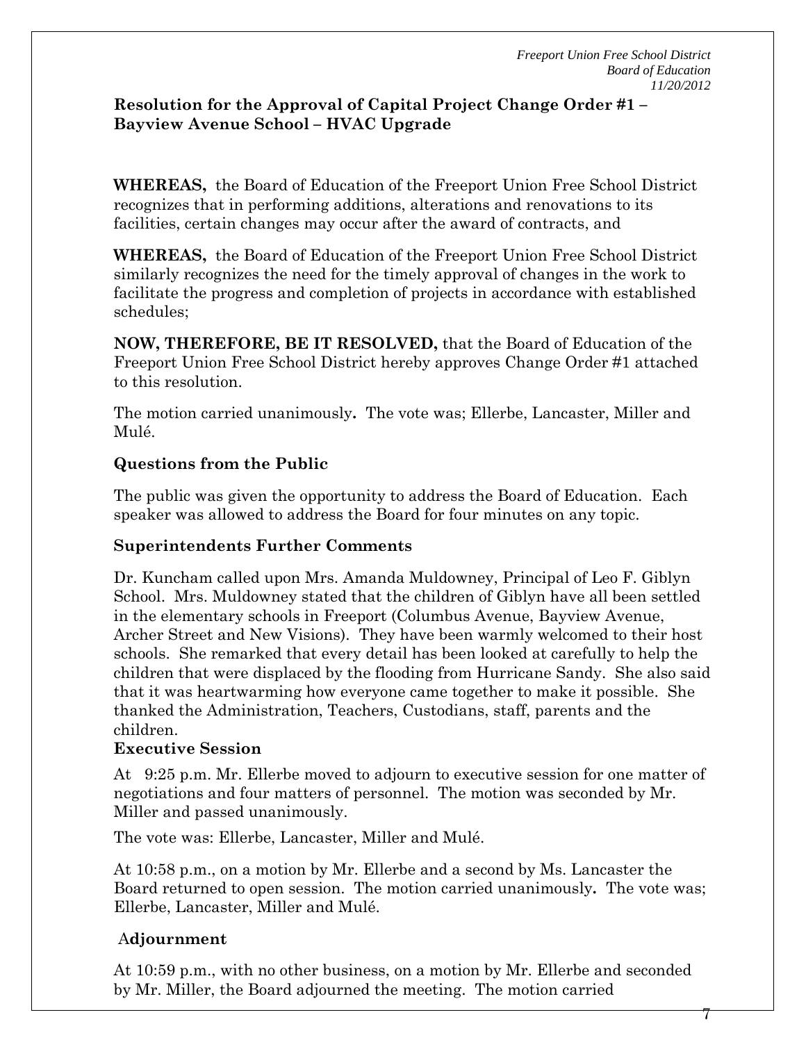**Resolution for the Approval of Capital Project Change Order #1 – Bayview Avenue School – HVAC Upgrade**

**WHEREAS,** the Board of Education of the Freeport Union Free School District recognizes that in performing additions, alterations and renovations to its facilities, certain changes may occur after the award of contracts, and

**WHEREAS,** the Board of Education of the Freeport Union Free School District similarly recognizes the need for the timely approval of changes in the work to facilitate the progress and completion of projects in accordance with established schedules;

**NOW, THEREFORE, BE IT RESOLVED,** that the Board of Education of the Freeport Union Free School District hereby approves Change Order #1 attached to this resolution.

The motion carried unanimously**.** The vote was; Ellerbe, Lancaster, Miller and Mulé.

**Questions from the Public**

The public was given the opportunity to address the Board of Education. Each speaker was allowed to address the Board for four minutes on any topic.

**Superintendents Further Comments**

Dr. Kuncham called upon Mrs. Amanda Muldowney, Principal of Leo F. Giblyn School. Mrs. Muldowney stated that the children of Giblyn have all been settled in the elementary schools in Freeport (Columbus Avenue, Bayview Avenue, Archer Street and New Visions). They have been warmly welcomed to their host schools. She remarked that every detail has been looked at carefully to help the children that were displaced by the flooding from Hurricane Sandy. She also said that it was heartwarming how everyone came together to make it possible. She thanked the Administration, Teachers, Custodians, staff, parents and the children.

**Executive Session**

At 9:25 p.m. Mr. Ellerbe moved to adjourn to executive session for one matter of negotiations and four matters of personnel. The motion was seconded by Mr. Miller and passed unanimously.

The vote was: Ellerbe, Lancaster, Miller and Mulé.

At 10:58 p.m., on a motion by Mr. Ellerbe and a second by Ms. Lancaster the Board returned to open session. The motion carried unanimously**.** The vote was; Ellerbe, Lancaster, Miller and Mulé.

**Adjournment**

At 10:59 p.m., with no other business, on a motion by Mr. Ellerbe and seconded by Mr. Miller, the Board adjourned the meeting. The motion carried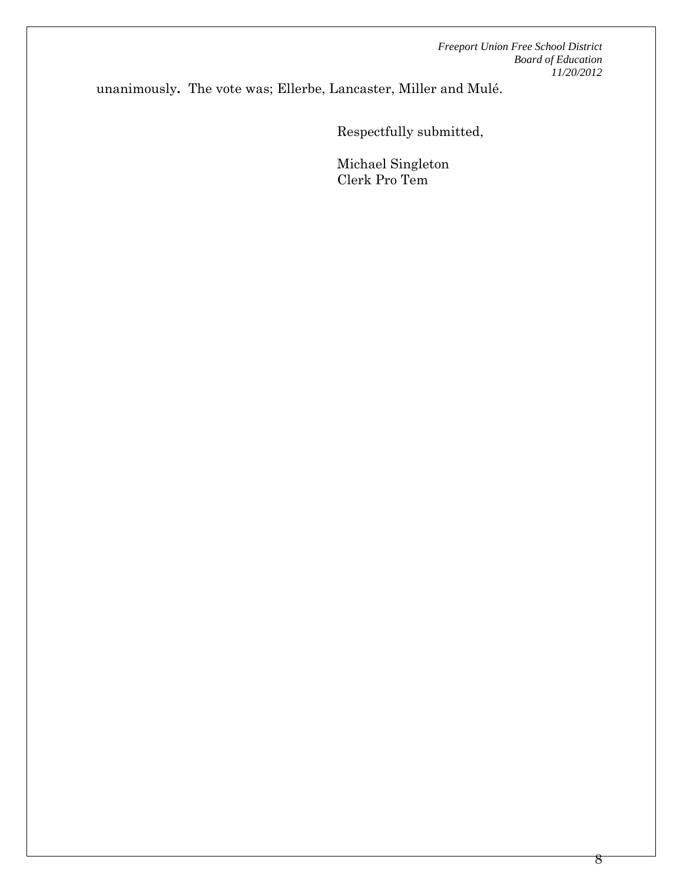unanimously**.** The vote was; Ellerbe, Lancaster, Miller and Mulé.

Respectfully submitted,

Michael Singleton
Clerk Pro Tem